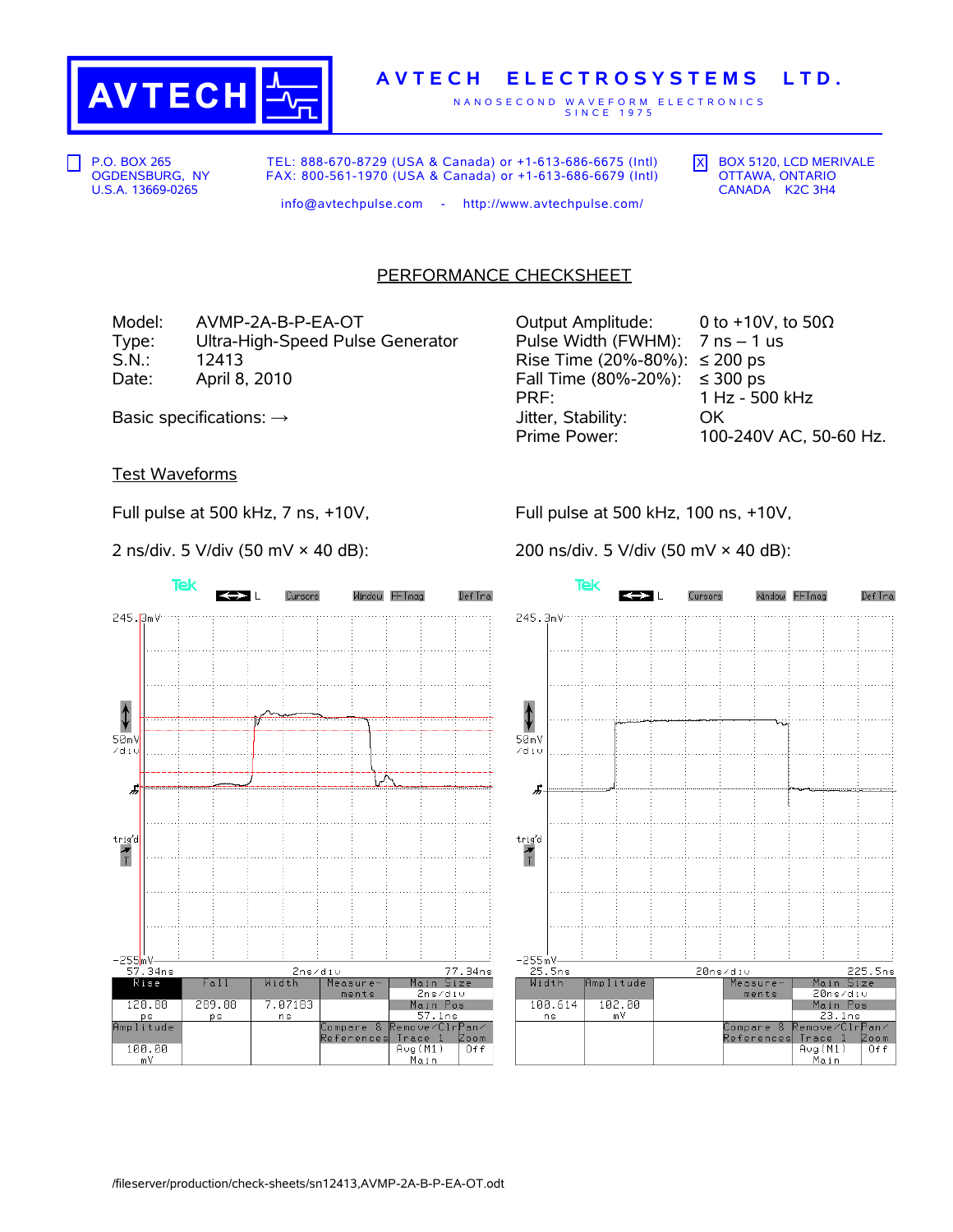# AVTECH ELECTROSYSTEMS LTD.

NANOSECOND WAVEFORM ELECTRONICS SINCE 1975

☐ P.O. BOX 265
OGDENSBURG, NY
U.S.A. 13669-0265

TEL: 888-670-8729 (USA & Canada) or +1-613-686-6675 (Intl)
FAX: 800-561-1970 (USA & Canada) or +1-613-686-6679 (Intl)

info@avtechpulse.com - http://www.avtechpulse.com/

☒ BOX 5120, LCD MERIVALE
OTTAWA, ONTARIO
CANADA K2C 3H4

## PERFORMANCE CHECKSHEET

Model: AVMP-2A-B-P-EA-OT
Type: Ultra-High-Speed Pulse Generator
S.N.: 12413
Date: April 8, 2010

Basic specifications: →

| | |
|---|---|
| Output Amplitude: | 0 to +10V, to 50Ω |
| Pulse Width (FWHM): | 7 ns – 1 us |
| Rise Time (20%-80%): | ≤ 200 ps |
| Fall Time (80%-20%): | ≤ 300 ps |
| PRF: | 1 Hz - 500 kHz |
| Jitter, Stability: | OK |
| Prime Power: | 100-240V AC, 50-60 Hz. |

### Test Waveforms

Full pulse at 500 kHz, 7 ns, +10V,

2 ns/div. 5 V/div (50 mV × 40 dB):

| Rise | Fall | Width |
|---|---|---|
| 128.88 ps | 289.88 ps | 7.07183 ns |
| Amplitude | | |
| 188.88 mV | | |

Full pulse at 500 kHz, 100 ns, +10V,

200 ns/div. 5 V/div (50 mV × 40 dB):

| Width | Amplitude |
|---|---|
| 100.614 ns | 102.88 mV |

/fileserver/production/check-sheets/sn12413,AVMP-2A-B-P-EA-OT.odt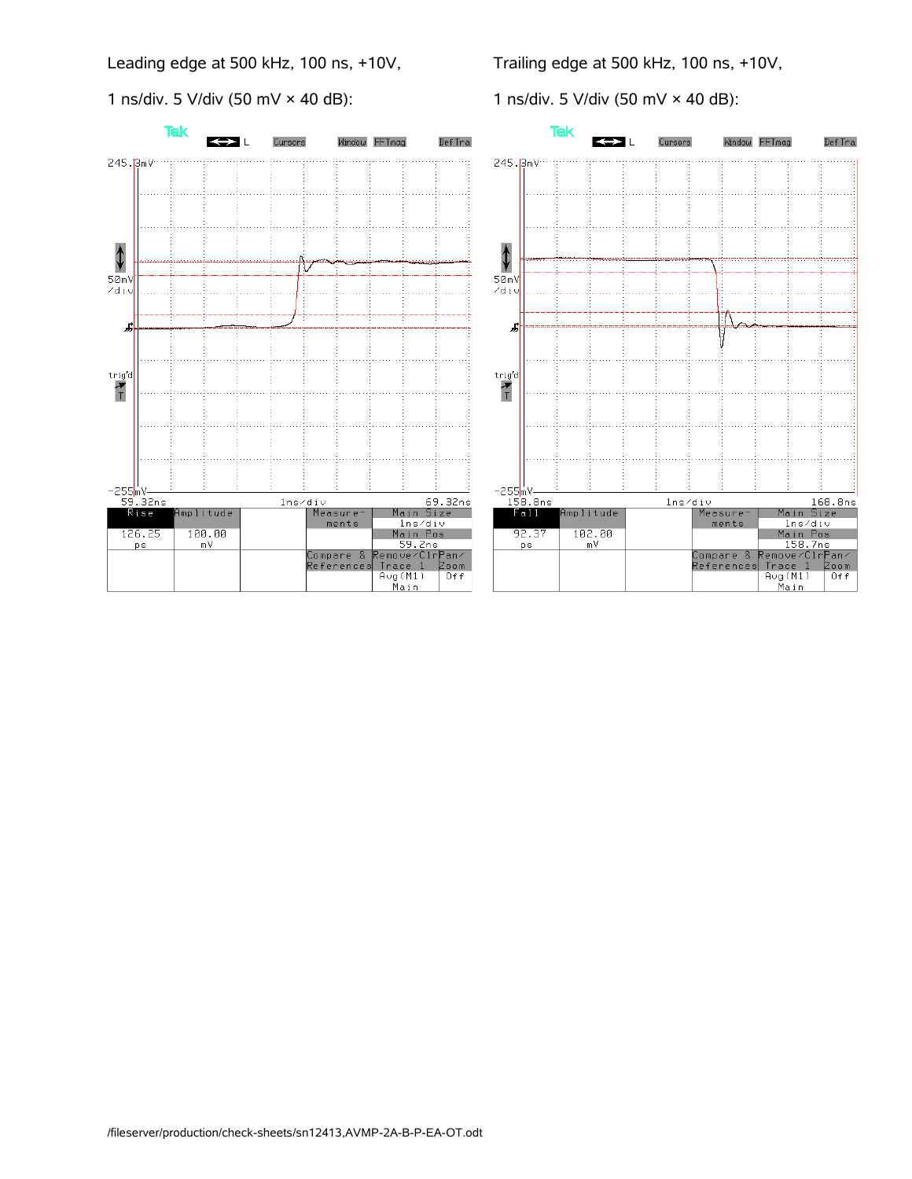Leading edge at 500 kHz, 100 ns, +10V,

1 ns/div. 5 V/div (50 mV × 40 dB):

| Rise | Amplitude |
|---|---|
| 126.25 ps | 100.00 mV |

Trailing edge at 500 kHz, 100 ns, +10V,

1 ns/div. 5 V/div (50 mV × 40 dB):

| Fall | Amplitude |
|---|---|
| 92.37 ps | 102.00 mV |

/fileserver/production/check-sheets/sn12413,AVMP-2A-B-P-EA-OT.odt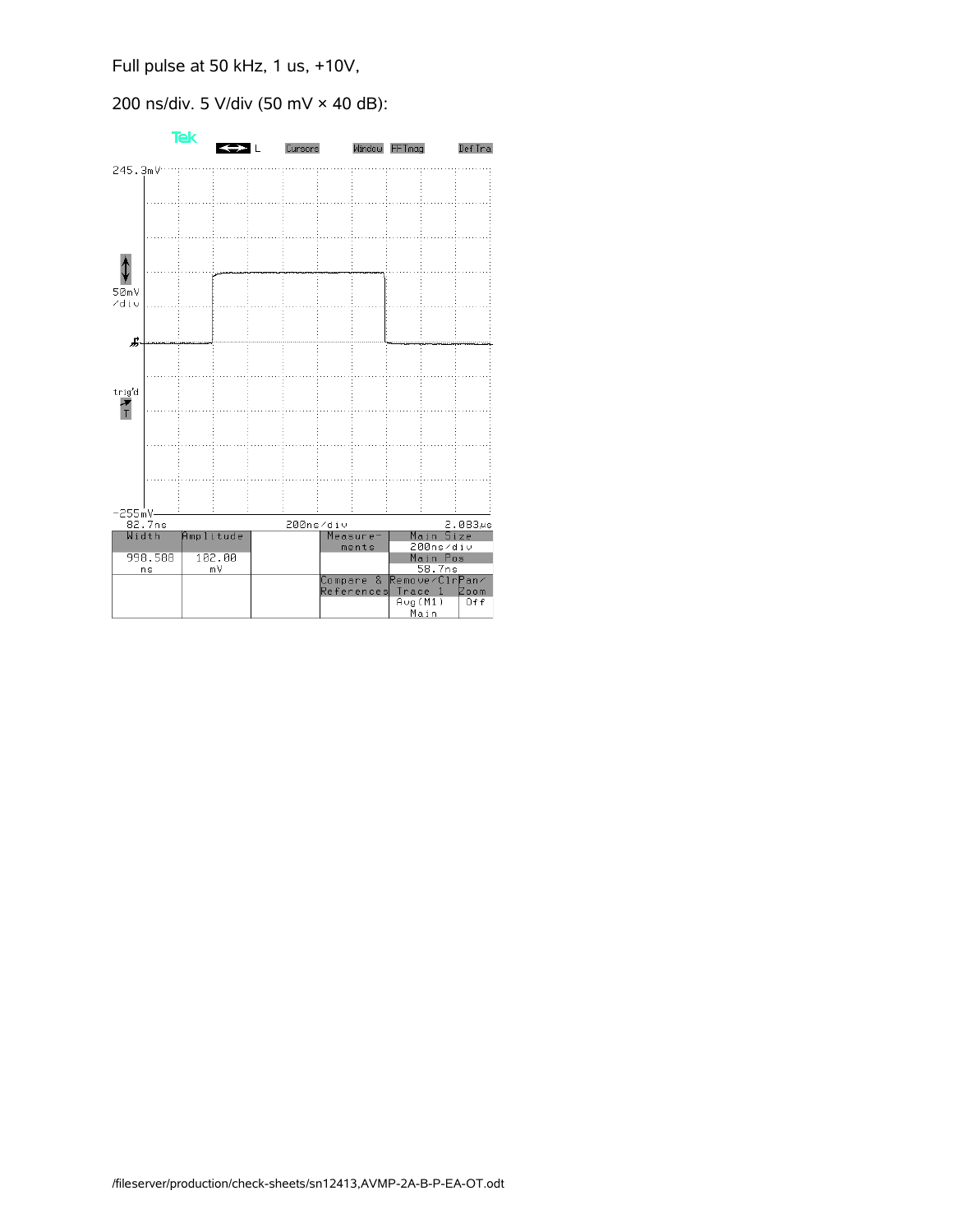Full pulse at 50 kHz, 1 us, +10V,

200 ns/div. 5 V/div (50 mV × 40 dB):

Tek

Cursors

Window

FFTmag

DefTra

245.3mV

50mV /div

trig'd

-255mV

82.7ns

200ns/div

2.083µs

Width

998.588 ns

Amplitude

182.00 mV

Measure- ments

Main Size

200ns/div

Main Pos

58.7ns

Compare & References

Remove/Clr Trace 1

Avg(M1) Main

Pan/ Zoom

Off

/fileserver/production/check-sheets/sn12413,AVMP-2A-B-P-EA-OT.odt